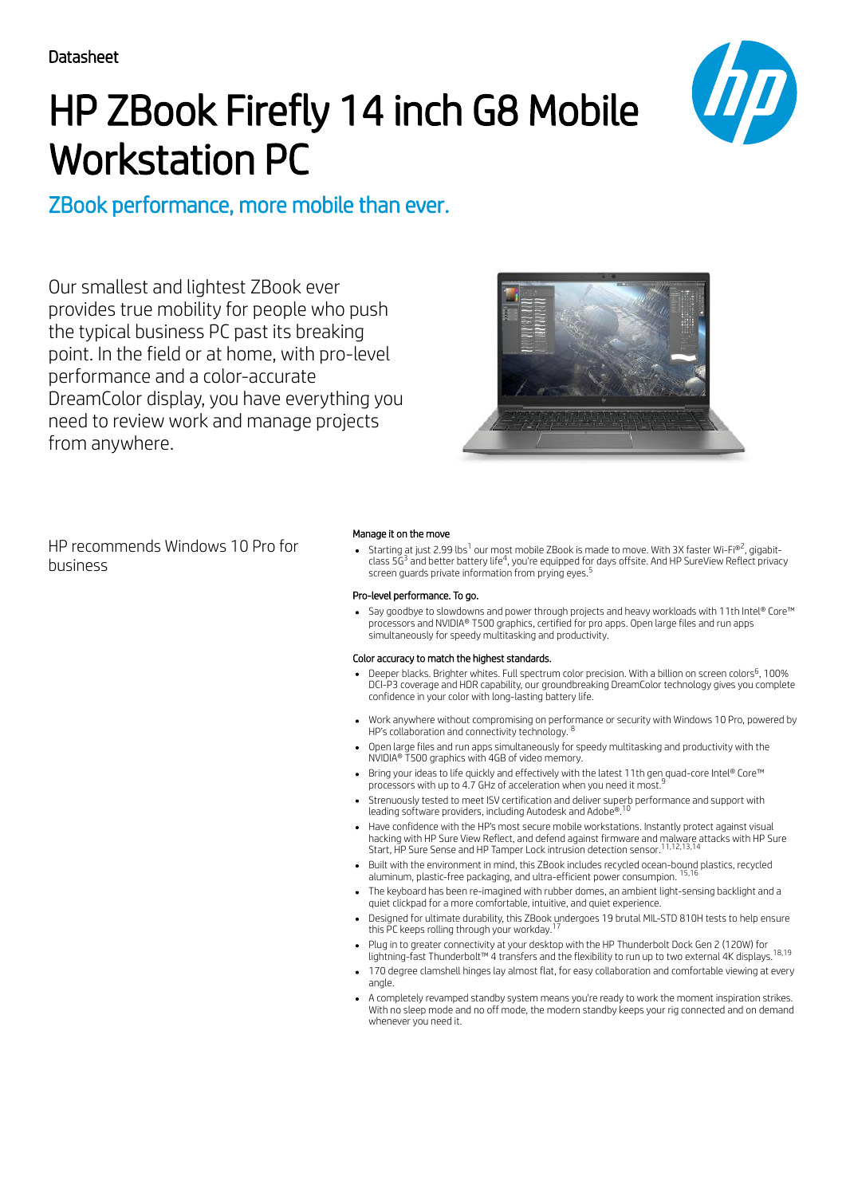Datasheet

# HP ZBook Firefly 14 inch G8 Mobile Workstation PC

## ZBook performance, more mobile than ever.

Our smallest and lightest ZBook ever provides true mobility for people who push the typical business PC past its breaking point. In the field or at home, with pro-level performance and a color-accurate DreamColor display, you have everything you need to review work and manage projects from anywhere.

HP recommends Windows 10 Pro for business

### Manage it on the move

- Starting at just 2.99 lbs[1] our most mobile ZBook is made to move. With 3X faster Wi-Fi®[2], gigabit-class 5G[3] and better battery life[4], you're equipped for days offsite. And HP SureView Reflect privacy screen guards private information from prying eyes.[5]

### Pro-level performance. To go.

- Say goodbye to slowdowns and power through projects and heavy workloads with 11th Intel® Core™ processors and NVIDIA® T500 graphics, certified for pro apps. Open large files and run apps simultaneously for speedy multitasking and productivity.

### Color accuracy to match the highest standards.

- Deeper blacks. Brighter whites. Full spectrum color precision. With a billion on screen colors[6], 100% DCI-P3 coverage and HDR capability, our groundbreaking DreamColor technology gives you complete confidence in your color with long-lasting battery life.

- Work anywhere without compromising on performance or security with Windows 10 Pro, powered by HP's collaboration and connectivity technology. [8]
- Open large files and run apps simultaneously for speedy multitasking and productivity with the NVIDIA® T500 graphics with 4GB of video memory.
- Bring your ideas to life quickly and effectively with the latest 11th gen quad-core Intel® Core™ processors with up to 4.7 GHz of acceleration when you need it most.[9]
- Strenuously tested to meet ISV certification and deliver superb performance and support with leading software providers, including Autodesk and Adobe®.[10]
- Have confidence with the HP's most secure mobile workstations. Instantly protect against visual hacking with HP Sure View Reflect, and defend against firmware and malware attacks with HP Sure Start, HP Sure Sense and HP Tamper Lock intrusion detection sensor.[11,12,13,14]
- Built with the environment in mind, this ZBook includes recycled ocean-bound plastics, recycled aluminum, plastic-free packaging, and ultra-efficient power consumption. [15,16]
- The keyboard has been re-imagined with rubber domes, an ambient light-sensing backlight and a quiet clickpad for a more comfortable, intuitive, and quiet experience.
- Designed for ultimate durability, this ZBook undergoes 19 brutal MIL-STD 810H tests to help ensure this PC keeps rolling through your workday.[17]
- Plug in to greater connectivity at your desktop with the HP Thunderbolt Dock Gen 2 (120W) for lightning-fast Thunderbolt™ 4 transfers and the flexibility to run up to two external 4K displays.[18,19]
- 170 degree clamshell hinges lay almost flat, for easy collaboration and comfortable viewing at every angle.
- A completely revamped standby system means you're ready to work the moment inspiration strikes. With no sleep mode and no off mode, the modern standby keeps your rig connected and on demand whenever you need it.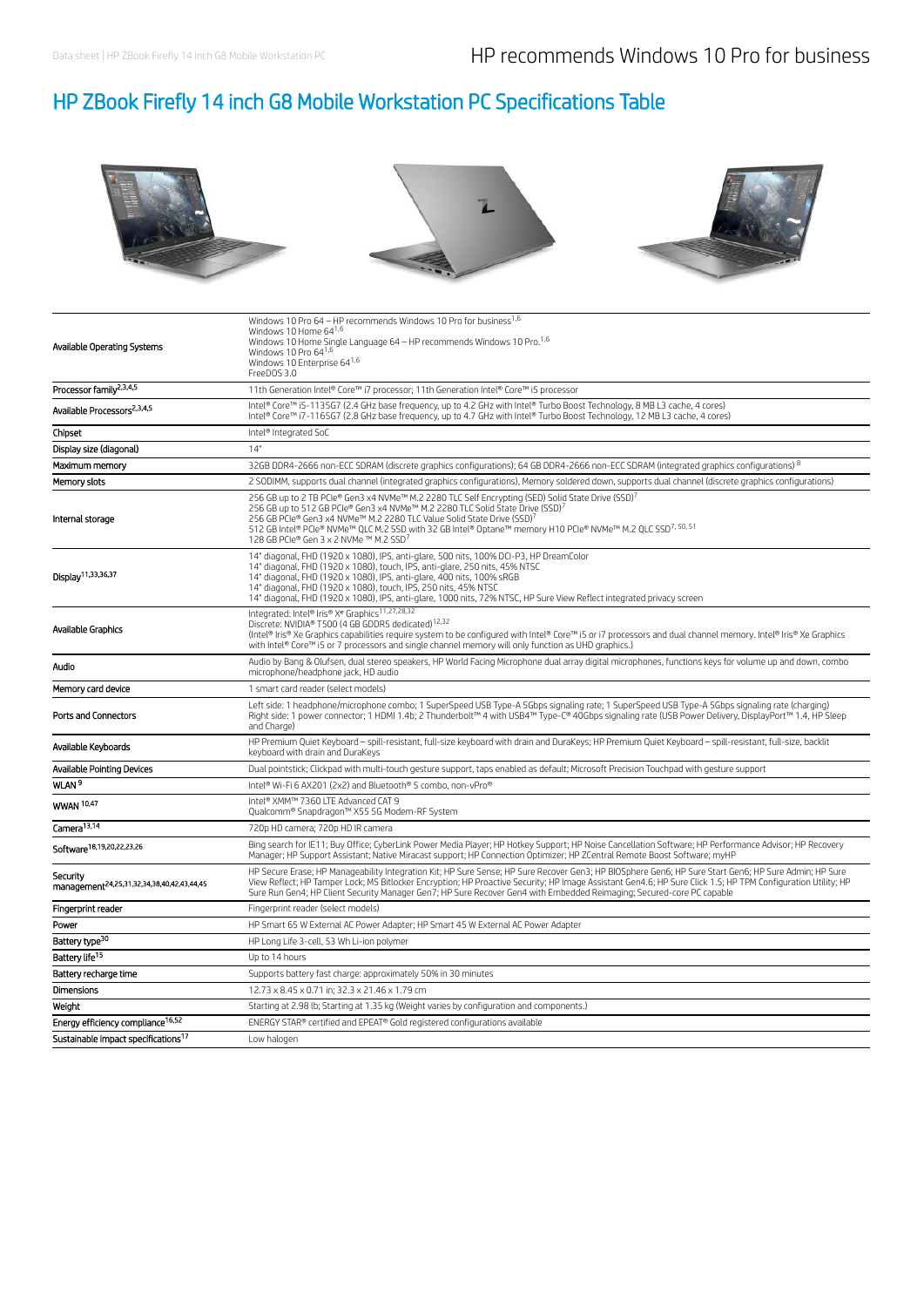# HP ZBook Firefly 14 inch G8 Mobile Workstation PC Specifications Table

| | |
|---|---|
| Available Operating Systems | Windows 10 Pro 64 – HP recommends Windows 10 Pro for business[1,6]<br>Windows 10 Home 64[1,6]<br>Windows 10 Home Single Language 64 – HP recommends Windows 10 Pro.[1,6]<br>Windows 10 Pro 64[1,6]<br>Windows 10 Enterprise 64[1,6]<br>FreeDOS 3.0 |
| Processor family[2,3,4,5] | 11th Generation Intel® Core™ i7 processor; 11th Generation Intel® Core™ i5 processor |
| Available Processors[2,3,4,5] | Intel® Core™ i5-1135G7 (2.4 GHz base frequency, up to 4.2 GHz with Intel® Turbo Boost Technology, 8 MB L3 cache, 4 cores)<br>Intel® Core™ i7-1165G7 (2.8 GHz base frequency, up to 4.7 GHz with Intel® Turbo Boost Technology, 12 MB L3 cache, 4 cores) |
| Chipset | Intel® Integrated SoC |
| Display size (diagonal) | 14" |
| Maximum memory | 32GB DDR4-2666 non-ECC SDRAM (discrete graphics configurations); 64 GB DDR4-2666 non-ECC SDRAM (integrated graphics configurations) [8] |
| Memory slots | 2 SODIMM, supports dual channel (integrated graphics configurations), Memory soldered down, supports dual channel (discrete graphics configurations) |
| Internal storage | 256 GB up to 2 TB PCIe® Gen3 x4 NVMe™ M.2 2280 TLC Self Encrypting (SED) Solid State Drive (SSD)[7]<br>256 GB up to 512 GB PCIe® Gen3 x4 NVMe™ M.2 2280 TLC Solid State Drive (SSD)[7]<br>256 GB PCIe® Gen3 x4 NVMe™ M.2 2280 TLC Value Solid State Drive (SSD)[7]<br>512 GB Intel® PCIe® NVMe™ QLC M.2 SSD with 32 GB Intel® Optane™ memory H10 PCIe® NVMe™ M.2 QLC SSD[7, 50, 51]<br>128 GB PCIe® Gen 3 x 2 NVMe ™ M.2 SSD[7] |
| Display[11,33,36,37] | 14" diagonal, FHD (1920 x 1080), IPS, anti-glare, 500 nits, 100% DCI-P3, HP DreamColor<br>14" diagonal, FHD (1920 x 1080), touch, IPS, anti-glare, 250 nits, 45% NTSC<br>14" diagonal, FHD (1920 x 1080), IPS, anti-glare, 400 nits, 100% sRGB<br>14" diagonal, FHD (1920 x 1080), touch, IPS, 250 nits, 45% NTSC<br>14" diagonal, FHD (1920 x 1080), IPS, anti-glare, 1000 nits, 72% NTSC, HP Sure View Reflect integrated privacy screen |
| Available Graphics | Integrated: Intel® Iris® Xᵉ Graphics[11,27,28,32]<br>Discrete: NVIDIA® T500 (4 GB GDDR5 dedicated)[12,32]<br>(Intel® Iris® Xe Graphics capabilities require system to be configured with Intel® Core™ i5 or i7 processors and dual channel memory. Intel® Iris® Xe Graphics with Intel® Core™ i5 or 7 processors and single channel memory will only function as UHD graphics.) |
| Audio | Audio by Bang & Olufsen, dual stereo speakers, HP World Facing Microphone dual array digital microphones, functions keys for volume up and down, combo microphone/headphone jack, HD audio |
| Memory card device | 1 smart card reader (select models) |
| Ports and Connectors | Left side: 1 headphone/microphone combo; 1 SuperSpeed USB Type-A 5Gbps signaling rate; 1 SuperSpeed USB Type-A 5Gbps signaling rate (charging)<br>Right side: 1 power connector; 1 HDMI 1.4b; 2 Thunderbolt™ 4 with USB4™ Type-C® 40Gbps signaling rate (USB Power Delivery, DisplayPort™ 1.4, HP Sleep and Charge) |
| Available Keyboards | HP Premium Quiet Keyboard – spill-resistant, full-size keyboard with drain and DuraKeys; HP Premium Quiet Keyboard – spill-resistant, full-size, backlit keyboard with drain and DuraKeys |
| Available Pointing Devices | Dual pointstick; Clickpad with multi-touch gesture support, taps enabled as default; Microsoft Precision Touchpad with gesture support |
| WLAN [9] | Intel® Wi-Fi 6 AX201 (2x2) and Bluetooth® 5 combo, non-vPro® |
| WWAN [10,47] | Intel® XMM™ 7360 LTE Advanced CAT 9<br>Qualcomm® Snapdragon™ X55 5G Modem-RF System |
| Camera[13,14] | 720p HD camera; 720p HD IR camera |
| Software[18,19,20,22,23,26] | Bing search for IE11; Buy Office; CyberLink Power Media Player; HP Hotkey Support; HP Noise Cancellation Software; HP Performance Advisor; HP Recovery Manager; HP Support Assistant; Native Miracast support; HP Connection Optimizer; HP ZCentral Remote Boost Software; myHP |
| Security management[24,25,31,32,34,38,40,42,43,44,45] | HP Secure Erase; HP Manageability Integration Kit; HP Sure Sense; HP Sure Recover Gen3; HP BIOSphere Gen6; HP Sure Start Gen6; HP Sure Admin; HP Sure View Reflect; HP Tamper Lock; MS Bitlocker Encryption; HP Proactive Security; HP Image Assistant Gen4.6; HP Sure Click 1.5; HP TPM Configuration Utility; HP Sure Run Gen4; HP Client Security Manager Gen7; HP Sure Recover Gen4 with Embedded Reimaging; Secured-core PC capable |
| Fingerprint reader | Fingerprint reader (select models) |
| Power | HP Smart 65 W External AC Power Adapter; HP Smart 45 W External AC Power Adapter |
| Battery type[30] | HP Long Life 3-cell, 53 Wh Li-ion polymer |
| Battery life[15] | Up to 14 hours |
| Battery recharge time | Supports battery fast charge: approximately 50% in 30 minutes |
| Dimensions | 12.73 x 8.45 x 0.71 in; 32.3 x 21.46 x 1.79 cm |
| Weight | Starting at 2.98 lb; Starting at 1.35 kg (Weight varies by configuration and components.) |
| Energy efficiency compliance[16,52] | ENERGY STAR® certified and EPEAT® Gold registered configurations available |
| Sustainable impact specifications[17] | Low halogen |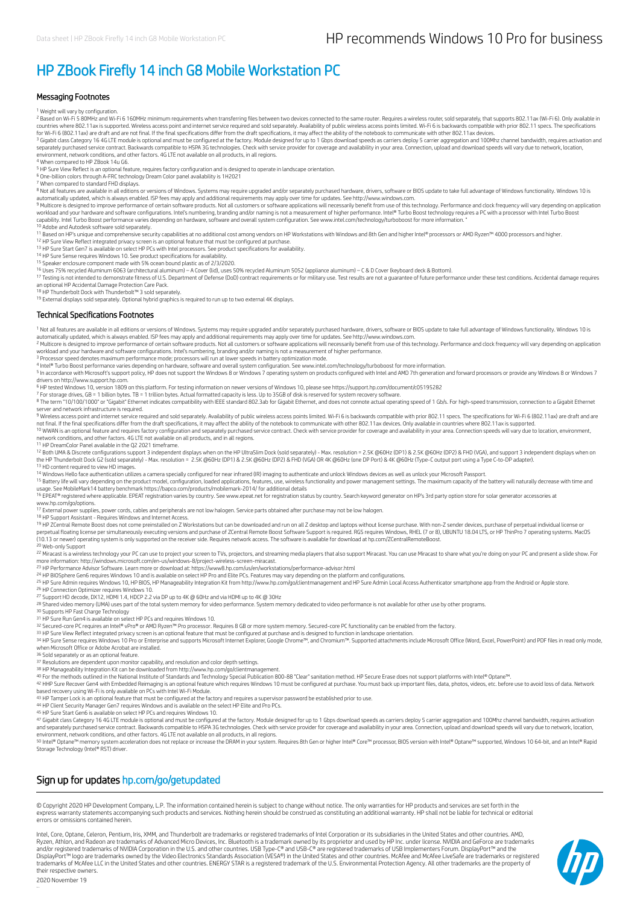# HP ZBook Firefly 14 inch G8 Mobile Workstation PC

## Messaging Footnotes

[1] Weight will vary by configuration.
[2] Based on Wi-Fi 5 80MHz and Wi-Fi 6 160MHz minimum requirements when transferring files between two devices connected to the same router. Requires a wireless router, sold separately, that supports 802.11ax (Wi-Fi 6). Only available in countries where 802.11ax is supported. Wireless access point and internet service required and sold separately. Availability of public wireless access points limited. Wi-Fi 6 is backwards compatible with prior 802.11 specs. The specifications for Wi-Fi 6 (802.11ax) are draft and are not final. If the final specifications differ from the draft specifications, it may affect the ability of the notebook to communicate with other 802.11ax devices.
[3] Gigabit class Category 16 4G LTE module is optional and must be configured at the factory. Module designed for up to 1 Gbps download speeds as carriers deploy 5 carrier aggregation and 100Mhz channel bandwidth, requires activation and separately purchased service contract. Backwards compatible to HSPA 3G technologies. Check with service provider for coverage and availability in your area. Connection, upload and download speeds will vary due to network, location, environment, network conditions, and other factors. 4G LTE not available on all products, in all regions.
[4] When compared to HP ZBook 14u G6.
[5] HP Sure View Reflect is an optional feature, requires factory configuration and is designed to operate in landscape orientation.
[6] One-billion colors through A-FRC technology Dream Color panel availability is 1H2021
[7] When compared to standard FHD displays.
[8] Not all features are available in all editions or versions of Windows. Systems may require upgraded and/or separately purchased hardware, drivers, software or BIOS update to take full advantage of Windows functionality. Windows 10 is automatically updated, which is always enabled. ISP fees may apply and additional requirements may apply over time for updates. See http://www.windows.com.
[9] Multicore is designed to improve performance of certain software products. Not all customers or software applications will necessarily benefit from use of this technology. Performance and clock frequency will vary depending on application workload and your hardware and software configurations. Intel's numbering, branding and/or naming is not a measurement of higher performance. Intel® Turbo Boost technology requires a PC with a processor with Intel Turbo Boost capability. Intel Turbo Boost performance varies depending on hardware, software and overall system configuration. See www.intel.com/technology/turboboost for more information. "
[10] Adobe and Autodesk software sold separately.
[11] Based on HP's unique and comprehensive security capabilities at no additional cost among vendors on HP Workstations with Windows and 8th Gen and higher Intel® processors or AMD Ryzen™ 4000 processors and higher.
[12] HP Sure View Reflect integrated privacy screen is an optional feature that must be configured at purchase.
[13] HP Sure Start Gen7 is available on select HP PCs with Intel processors. See product specifications for availability.
[14] HP Sure Sense requires Windows 10. See product specifications for availability.
[15] Speaker enclosure component made with 5% ocean bound plastic as of 2/3/2020.
[16] Uses 75% recycled Aluminum 6063 (architectural aluminum) – A Cover (lid), uses 50% recycled Aluminum 5052 (appliance aluminum) – C & D Cover (keyboard deck & Bottom).
[17] Testing is not intended to demonstrate fitness of U.S. Department of Defense (DoD) contract requirements or for military use. Test results are not a guarantee of future performance under these test conditions. Accidental damage requires an optional HP Accidental Damage Protection Care Pack.
[18] HP Thunderbolt Dock with Thunderbolt™ 3 sold separately.
[19] External displays sold separately. Optional hybrid graphics is required to run up to two external 4K displays.

## Technical Specifications Footnotes

[1] Not all features are available in all editions or versions of Windows. Systems may require upgraded and/or separately purchased hardware, drivers, software or BIOS update to take full advantage of Windows functionality. Windows 10 is automatically updated, which is always enabled. ISP fees may apply and additional requirements may apply over time for updates. See http://www.windows.com.
[2] Multicore is designed to improve performance of certain software products. Not all customers or software applications will necessarily benefit from use of this technology. Performance and clock frequency will vary depending on application workload and your hardware and software configurations. Intel's numbering, branding and/or naming is not a measurement of higher performance.
[3] Processor speed denotes maximum performance mode; processors will run at lower speeds in battery optimization mode.
[4] Intel® Turbo Boost performance varies depending on hardware, software and overall system configuration. See www.intel.com/technology/turboboost for more information.
[5] In accordance with Microsoft's support policy, HP does not support the Windows 8 or Windows 7 operating system on products configured with Intel and AMD 7th generation and forward processors or provide any Windows 8 or Windows 7 drivers on http://www.support.hp.com.
[6] HP tested Windows 10, version 1809 on this platform. For testing information on newer versions of Windows 10, please see https://support.hp.com/document/c05195282
[7] For storage drives, GB = 1 billion bytes. TB = 1 trillion bytes. Actual formatted capacity is less. Up to 35GB of disk is reserved for system recovery software.
[8] The term "10/100/1000" or "Gigabit" Ethernet indicates compatibility with IEEE standard 802.3ab for Gigabit Ethernet, and does not connote actual operating speed of 1 Gb/s. For high-speed transmission, connection to a Gigabit Ethernet server and network infrastructure is required.
[9] Wireless access point and internet service required and sold separately. Availability of public wireless access points limited. Wi-Fi 6 is backwards compatible with prior 802.11 specs. The specifications for Wi-Fi 6 (802.11ax) are draft and are not final. If the final specifications differ from the draft specifications, it may affect the ability of the notebook to communicate with other 802.11ax devices. Only available in countries where 802.11ax is supported.
[10] WWAN is an optional feature and requires factory configuration and separately purchased service contract. Check with service provider for coverage and availability in your area. Connection speeds will vary due to location, environment, network conditions, and other factors. 4G LTE not available on all products, and in all regions.
[11] HP DreamColor Panel available in the Q2 2021 timeframe.
[12] Both UMA & Discrete configurations support 3 independent displays when on the HP UltraSlim Dock (sold separately) - Max. resolution = 2.5K @60Hz (DP1) & 2.5K @60Hz (DP2) & FHD (VGA), and support 3 independent displays when on the HP Thunderbolt Dock G2 (sold separately) - Max. resolution = 2.5K @60Hz (DP1) & 2.5K @60Hz (DP2) & FHD (VGA) OR 4K @60Hz (one DP Port) & 4K @60Hz (Type-C output port using a Type C-to-DP adapter).
[13] HD content required to view HD images.
[14] Windows Hello face authentication utilizes a camera specially configured for near infrared (IR) imaging to authenticate and unlock Windows devices as well as unlock your Microsoft Passport.
[15] Battery life will vary depending on the product model, configuration, loaded applications, features, use, wireless functionality and power management settings. The maximum capacity of the battery will naturally decrease with time and usage. See MobileMark14 battery benchmark https://bapco.com/products/mobilemark-2014/ for additional details
[16] EPEAT® registered where applicable. EPEAT registration varies by country. See www.epeat.net for registration status by country. Search keyword generator on HP's 3rd party option store for solar generator accessories at www.hp.com/go/options.
[17] External power supplies, power cords, cables and peripherals are not low halogen. Service parts obtained after purchase may not be low halogen.
[18] HP Support Assistant - Requires Windows and Internet Access.
[19] HP ZCentral Remote Boost does not come preinstalled on Z Workstations but can be downloaded and run on all Z desktop and laptops without license purchase. With non-Z sender devices, purchase of perpetual individual license or perpetual floating license per simultaneously executing versions and purchase of ZCentral Remote Boost Software Support is required. RGS requires Windows, RHEL (7 or 8), UBUNTU 18.04 LTS, or HP ThinPro 7 operating systems. MacOS (10.13 or newer) operating system is only supported on the receiver side. Requires network access. The software is available for download at hp.com/ZCentralRemoteBoost.
[20] Web-only Support
[22] Miracast is a wireless technology your PC can use to project your screen to TVs, projectors, and streaming media players that also support Miracast. You can use Miracast to share what you're doing on your PC and present a slide show. For more information: http://windows.microsoft.com/en-us/windows-8/project-wireless-screen-miracast.
[23] HP Performance Advisor Software. Learn more or download at: https://www8.hp.com/us/en/workstations/performance-advisor.html
[24] HP BIOSphere Gen6 requires Windows 10 and is available on select HP Pro and Elite PCs. Features may vary depending on the platform and configurations.
[25] HP Sure Admin requires Windows 10, HP BIOS, HP Manageability Integration Kit from http://www.hp.com/go/clientmanagement and HP Sure Admin Local Access Authenticator smartphone app from the Android or Apple store.
[26] HP Connection Optimizer requires Windows 10.
[27] Support HD decode, DX12, HDMI 1.4, HDCP 2.2 via DP up to 4K @60Hz and via HDMI up to 4K @ 30Hz
[28] Shared video memory (UMA) uses part of the total system memory for video performance. System memory dedicated to video performance is not available for other use by other programs.
[30] Supports HP Fast Charge Technology
[31] HP Sure Run Gen4 is available on select HP PCs and requires Windows 10.
[32] Secured-core PC requires an Intel® vPro® or AMD Ryzen™ Pro processor. Requires 8 GB or more system memory. Secured-core PC functionality can be enabled from the factory.
[33] HP Sure View Reflect integrated privacy screen is an optional feature that must be configured at purchase and is designed to function in landscape orientation.
[34] HP Sure Sense requires Windows 10 Pro or Enterprise and supports Microsoft Internet Explorer, Google Chrome™, and Chromium™. Supported attachments include Microsoft Office (Word, Excel, PowerPoint) and PDF files in read only mode, when Microsoft Office or Adobe Acrobat are installed.
[36] Sold separately or as an optional feature.
[37] Resolutions are dependent upon monitor capability, and resolution and color depth settings.
[38] HP Manageability Integration Kit can be downloaded from http://www.hp.com/go/clientmanagement.
[40] For the methods outlined in the National Institute of Standards and Technology Special Publication 800-88 "Clear" sanitation method. HP Secure Erase does not support platforms with Intel® Optane™.
[42] HHP Sure Recover Gen4 with Embedded Reimaging is an optional feature which requires Windows 10 must be configured at purchase. You must back up important files, data, photos, videos, etc. before use to avoid loss of data. Network based recovery using Wi-Fi is only available on PCs with Intel Wi-Fi Module.
[43] HP Tamper Lock is an optional feature that must be configured at the factory and requires a supervisor password be established prior to use.
[44] HP Client Security Manager Gen7 requires Windows and is available on the select HP Elite and Pro PCs.
[45] HP Sure Start Gen6 is available on select HP PCs and requires Windows 10.
[47] Gigabit class Category 16 4G LTE module is optional and must be configured at the factory. Module designed for up to 1 Gbps download speeds as carriers deploy 5 carrier aggregation and 100Mhz channel bandwidth, requires activation and separately purchased service contract. Backwards compatible to HSPA 3G technologies. Check with service provider for coverage and availability in your area. Connection, upload and download speeds will vary due to network, location, environment, network conditions, and other factors. 4G LTE not available on all products, in all regions.
[50] Intel® Optane™ memory system acceleration does not replace or increase the DRAM in your system. Requires 8th Gen or higher Intel® Core™ processor, BIOS version with Intel® Optane™ supported, Windows 10 64-bit, and an Intel® Rapid Storage Technology (Intel® RST) driver.

## Sign up for updates hp.com/go/getupdated

© Copyright 2020 HP Development Company, L.P. The information contained herein is subject to change without notice. The only warranties for HP products and services are set forth in the express warranty statements accompanying such products and services. Nothing herein should be construed as constituting an additional warranty. HP shall not be liable for technical or editorial errors or omissions contained herein.

Intel, Core, Optane, Celeron, Pentium, Iris, XMM, and Thunderbolt are trademarks or registered trademarks of Intel Corporation or its subsidiaries in the United States and other countries. AMD, Ryzen, Athlon, and Radeon are trademarks of Advanced Micro Devices, Inc. Bluetooth is a trademark owned by its proprietor and used by HP Inc. under license. NVIDIA and GeForce are trademarks and/or registered trademarks of NVIDIA Corporation in the U.S. and other countries. USB Type-C® and USB-C® are registered trademarks of USB Implementers Forum. DisplayPort™ and the DisplayPort™ logo are trademarks owned by the Video Electronics Standards Association (VESA®) in the United States and other countries. McAfee and McAfee LiveSafe are trademarks or registered trademarks of McAfee LLC in the United States and other countries. ENERGY STAR is a registered trademark of the U.S. Environmental Protection Agency. All other trademarks are the property of their respective owners.

2020 November 19